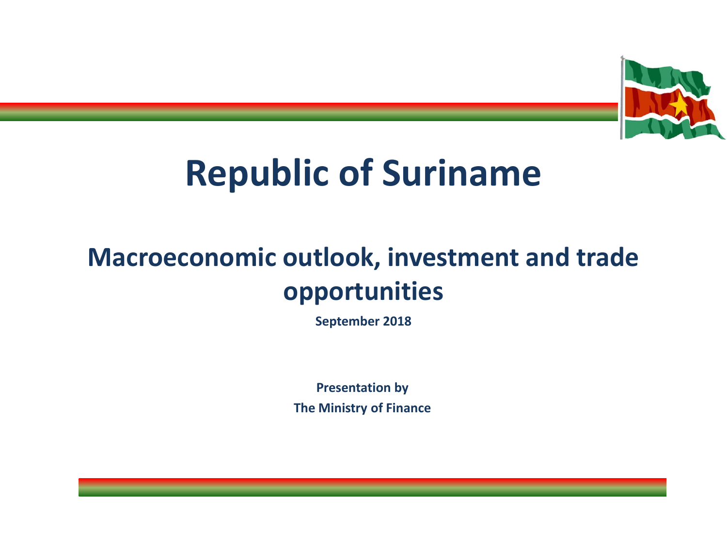# Republic of Suriname

## Macroeconomic outlook, investment and trade opportunities

**September 2018**

**Presentation by**
**The Ministry of Finance**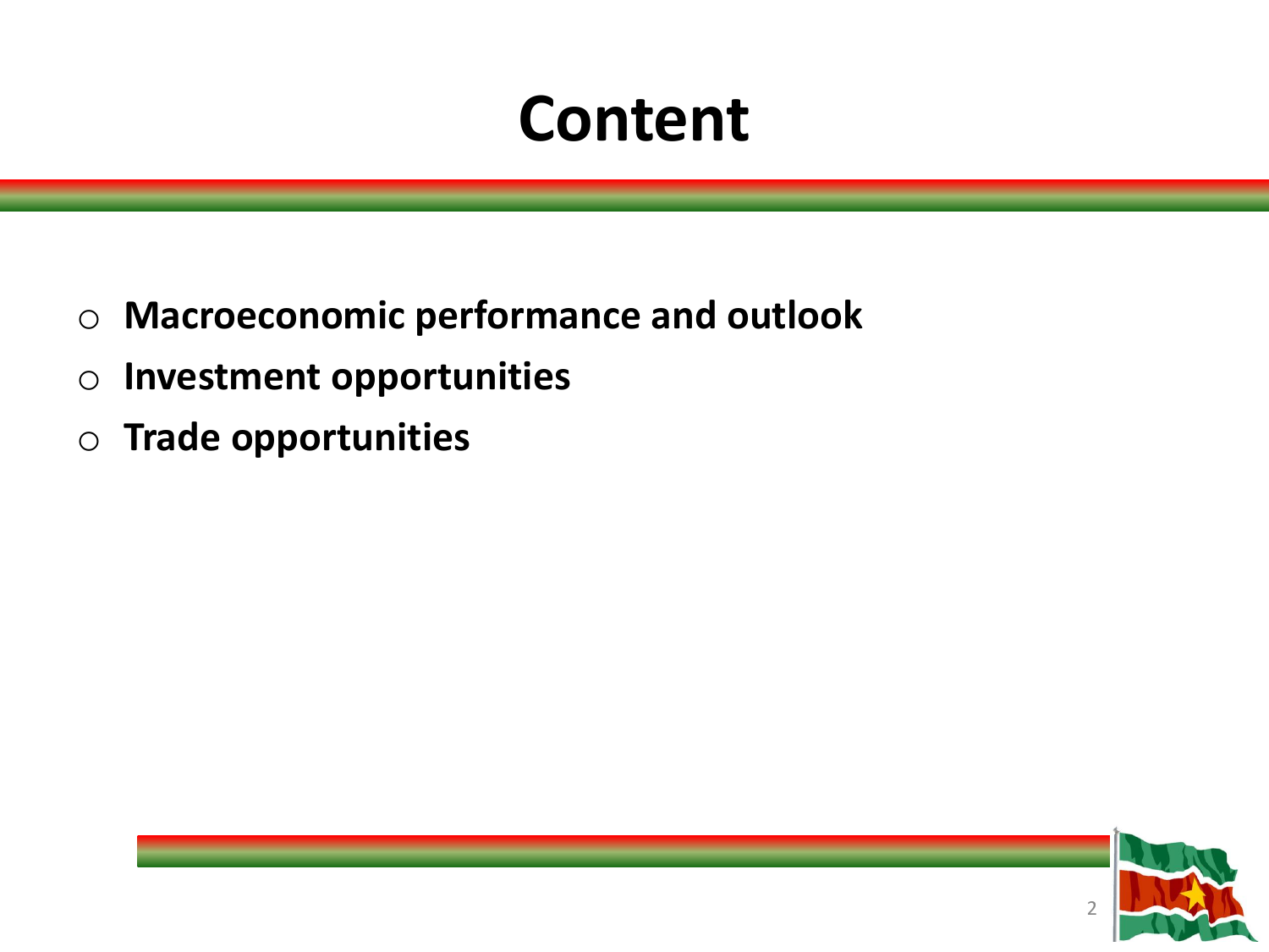# Content

- **Macroeconomic performance and outlook**
- **Investment opportunities**
- **Trade opportunities**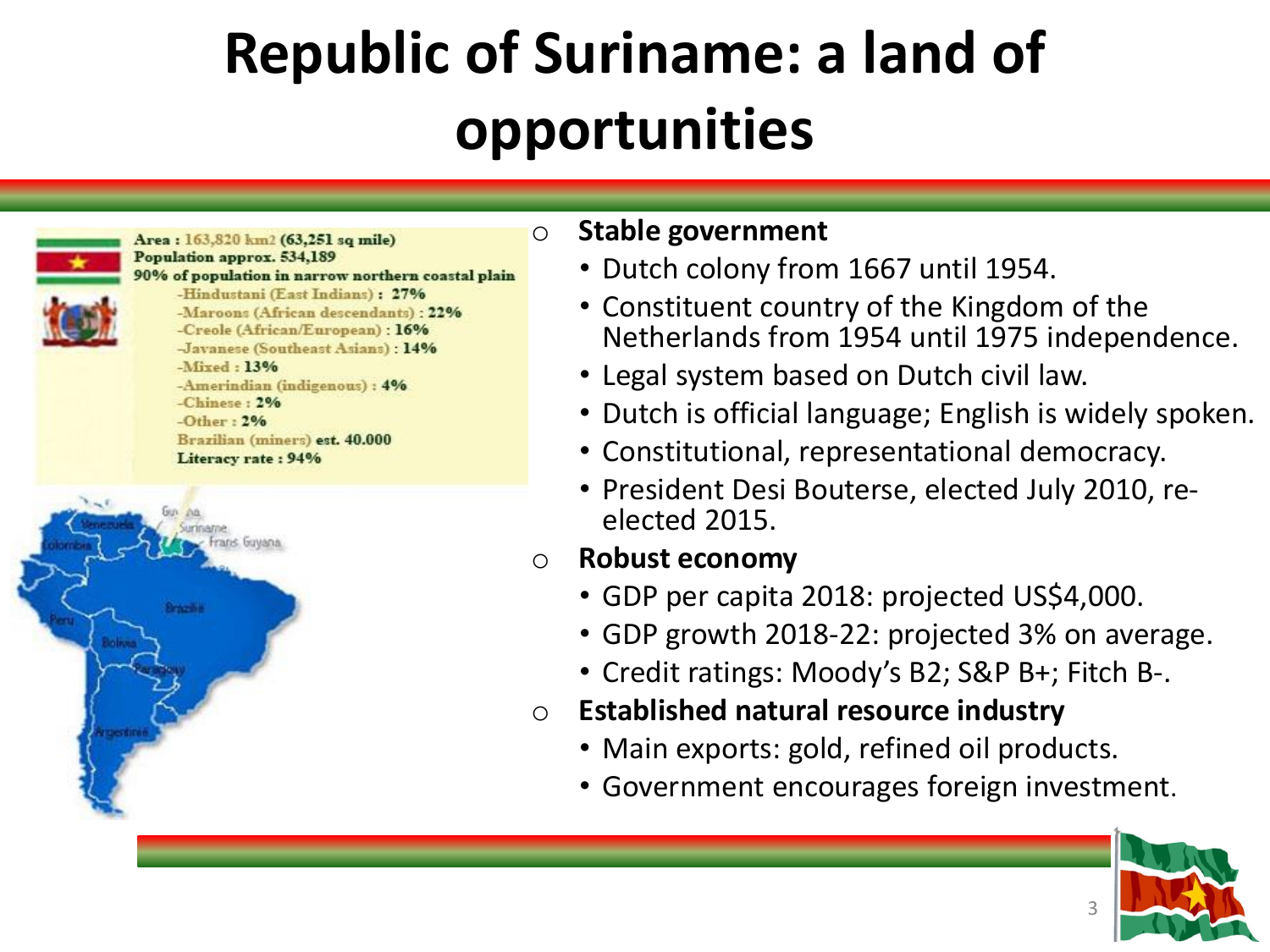# Republic of Suriname: a land of opportunities

**Area :** 163,820 km2 (63,251 sq mile)
**Population approx.** 534,189
**90% of population in narrow northern coastal plain**

- Hindustani (East Indians) : 27%
- Maroons (African descendants) : 22%
- Creole (African/European) : 16%
- Javanese (Southeast Asians) : 14%
- Mixed : 13%
- Amerindian (indigenous) : 4%
- Chinese : 2%
- Other : 2%

Brazilian (miners) est. 40.000
**Literacy rate : 94%**

- **Stable government**
  - Dutch colony from 1667 until 1954.
  - Constituent country of the Kingdom of the Netherlands from 1954 until 1975 independence.
  - Legal system based on Dutch civil law.
  - Dutch is official language; English is widely spoken.
  - Constitutional, representational democracy.
  - President Desi Bouterse, elected July 2010, re-elected 2015.
- **Robust economy**
  - GDP per capita 2018: projected US$4,000.
  - GDP growth 2018-22: projected 3% on average.
  - Credit ratings: Moody's B2; S&P B+; Fitch B-.
- **Established natural resource industry**
  - Main exports: gold, refined oil products.
  - Government encourages foreign investment.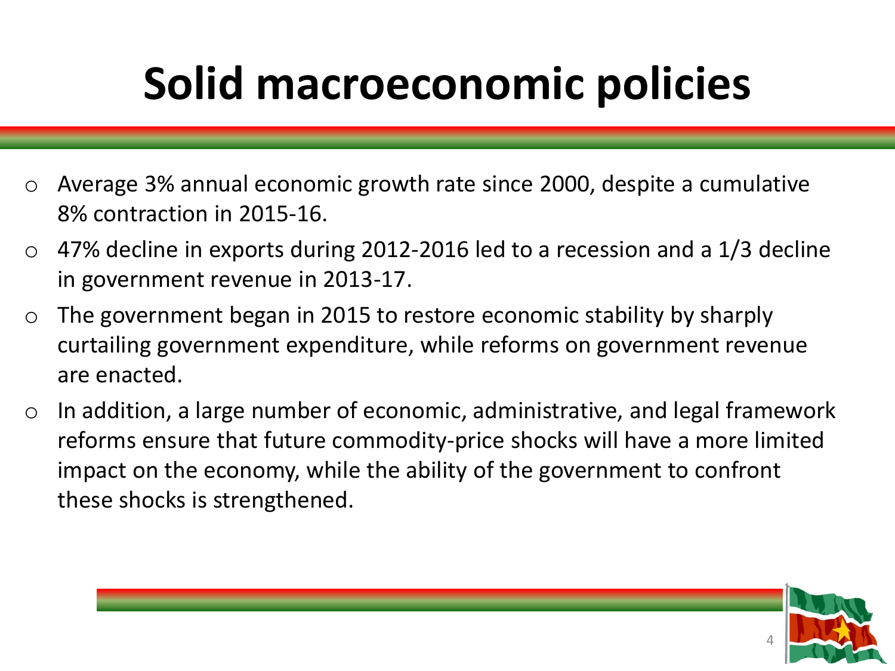# Solid macroeconomic policies

- Average 3% annual economic growth rate since 2000, despite a cumulative 8% contraction in 2015-16.
- 47% decline in exports during 2012-2016 led to a recession and a 1/3 decline in government revenue in 2013-17.
- The government began in 2015 to restore economic stability by sharply curtailing government expenditure, while reforms on government revenue are enacted.
- In addition, a large number of economic, administrative, and legal framework reforms ensure that future commodity-price shocks will have a more limited impact on the economy, while the ability of the government to confront these shocks is strengthened.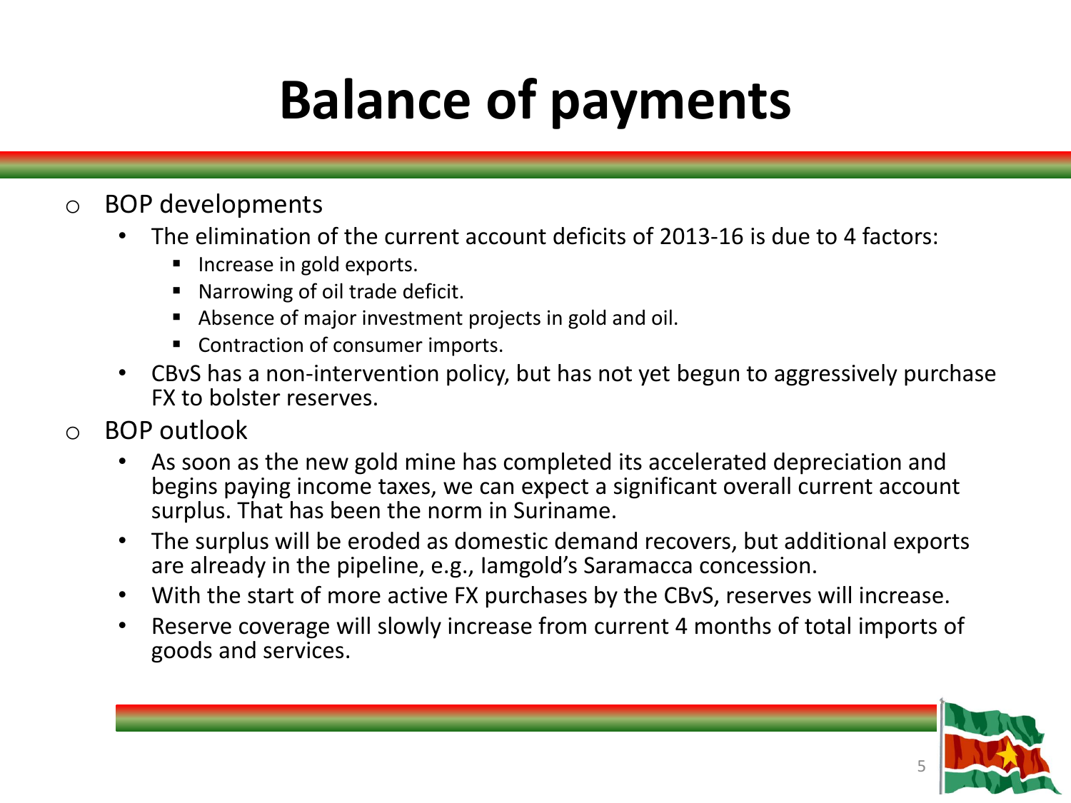# Balance of payments

- BOP developments
  - The elimination of the current account deficits of 2013-16 is due to 4 factors:
    - Increase in gold exports.
    - Narrowing of oil trade deficit.
    - Absence of major investment projects in gold and oil.
    - Contraction of consumer imports.
  - CBvS has a non-intervention policy, but has not yet begun to aggressively purchase FX to bolster reserves.
- BOP outlook
  - As soon as the new gold mine has completed its accelerated depreciation and begins paying income taxes, we can expect a significant overall current account surplus. That has been the norm in Suriname.
  - The surplus will be eroded as domestic demand recovers, but additional exports are already in the pipeline, e.g., Iamgold's Saramacca concession.
  - With the start of more active FX purchases by the CBvS, reserves will increase.
  - Reserve coverage will slowly increase from current 4 months of total imports of goods and services.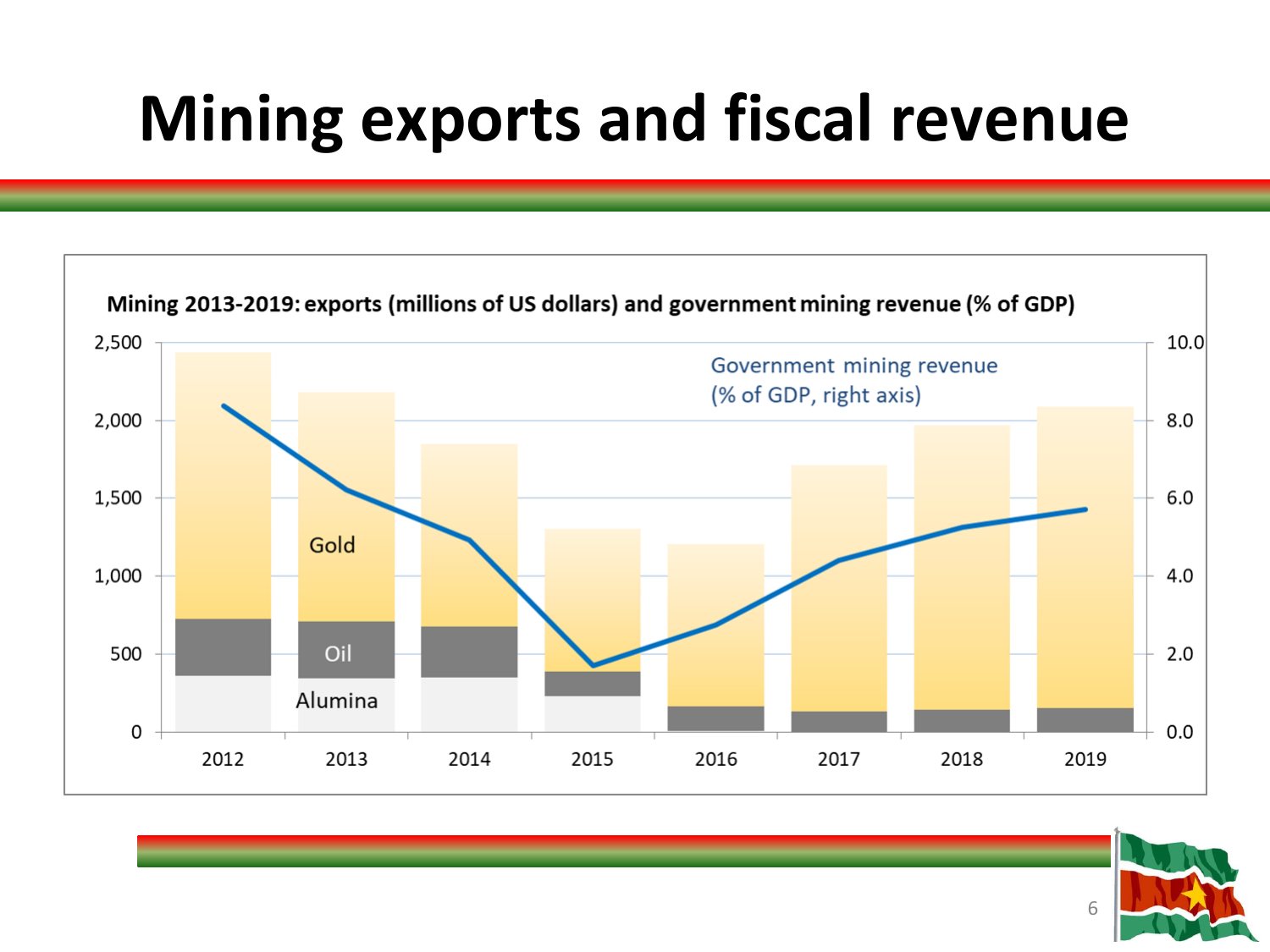# Mining exports and fiscal revenue

Mining 2013-2019: exports (millions of US dollars) and government mining revenue (% of GDP)

Government mining revenue (% of GDP, right axis)

Gold

Oil

Alumina

2012 2013 2014 2015 2016 2017 2018 2019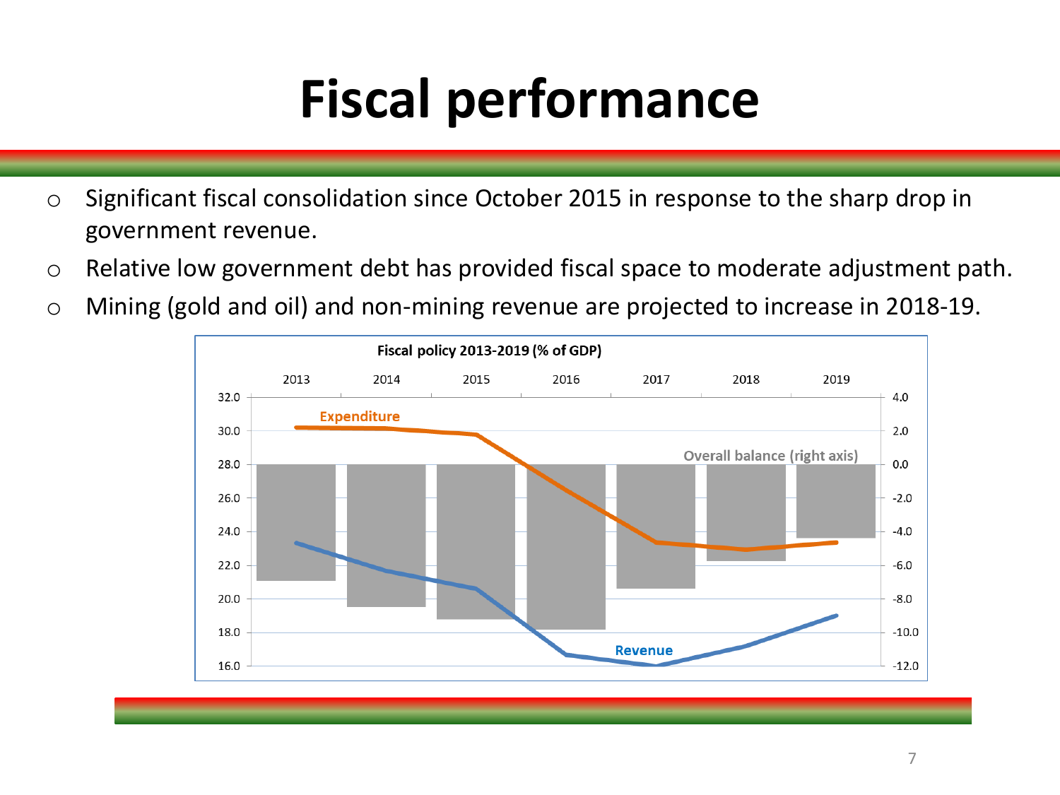# Fiscal performance

- Significant fiscal consolidation since October 2015 in response to the sharp drop in government revenue.
- Relative low government debt has provided fiscal space to moderate adjustment path.
- Mining (gold and oil) and non-mining revenue are projected to increase in 2018-19.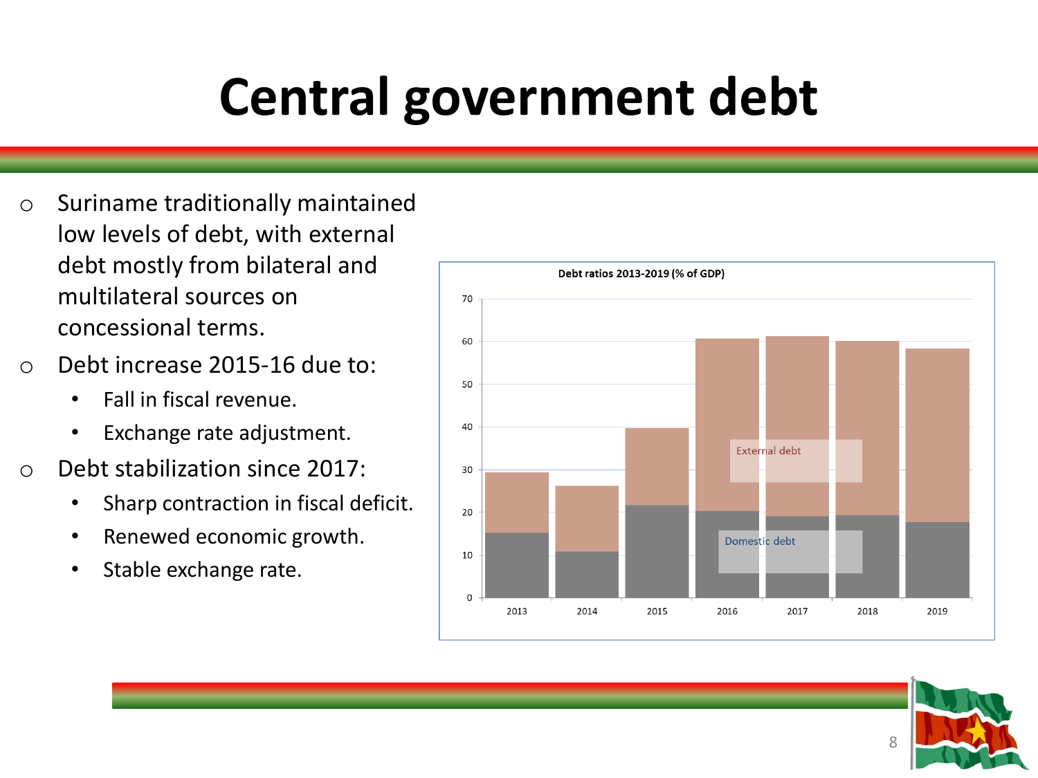# Central government debt

- Suriname traditionally maintained low levels of debt, with external debt mostly from bilateral and multilateral sources on concessional terms.
- Debt increase 2015-16 due to:
  - Fall in fiscal revenue.
  - Exchange rate adjustment.
- Debt stabilization since 2017:
  - Sharp contraction in fiscal deficit.
  - Renewed economic growth.
  - Stable exchange rate.

**Debt ratios 2013-2019 (% of GDP)**

| Year | Domestic debt | External debt | Total |
|---|---|---|---|
| 2013 | ~15 | ~14 | ~29 |
| 2014 | ~11 | ~15 | ~26 |
| 2015 | ~22 | ~18 | ~40 |
| 2016 | ~20 | ~40 | ~61 |
| 2017 | ~19 | ~42 | ~61 |
| 2018 | ~19 | ~41 | ~60 |
| 2019 | ~18 | ~40 | ~58 |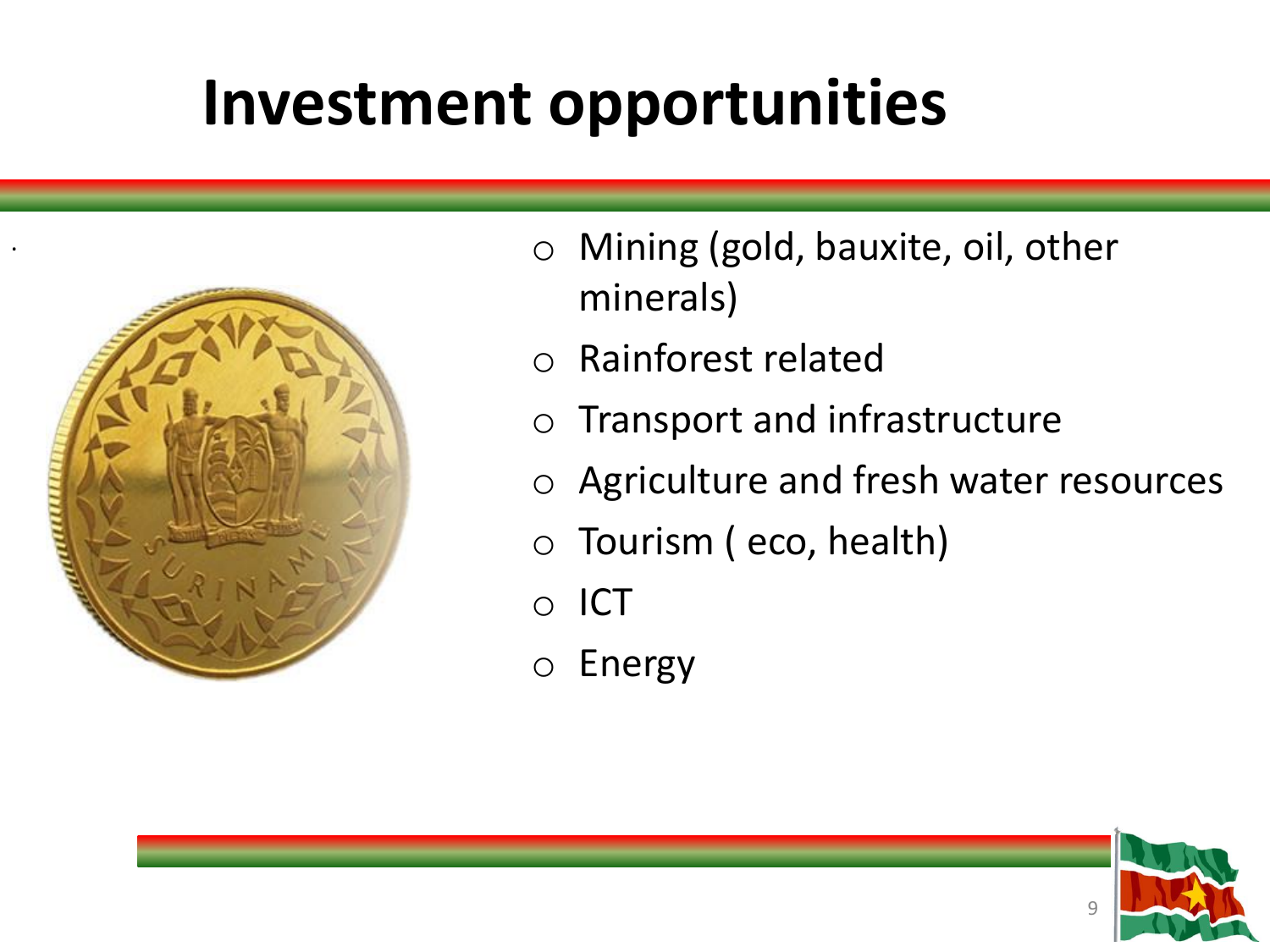# Investment opportunities

- Mining (gold, bauxite, oil, other minerals)
- Rainforest related
- Transport and infrastructure
- Agriculture and fresh water resources
- Tourism ( eco, health)
- ICT
- Energy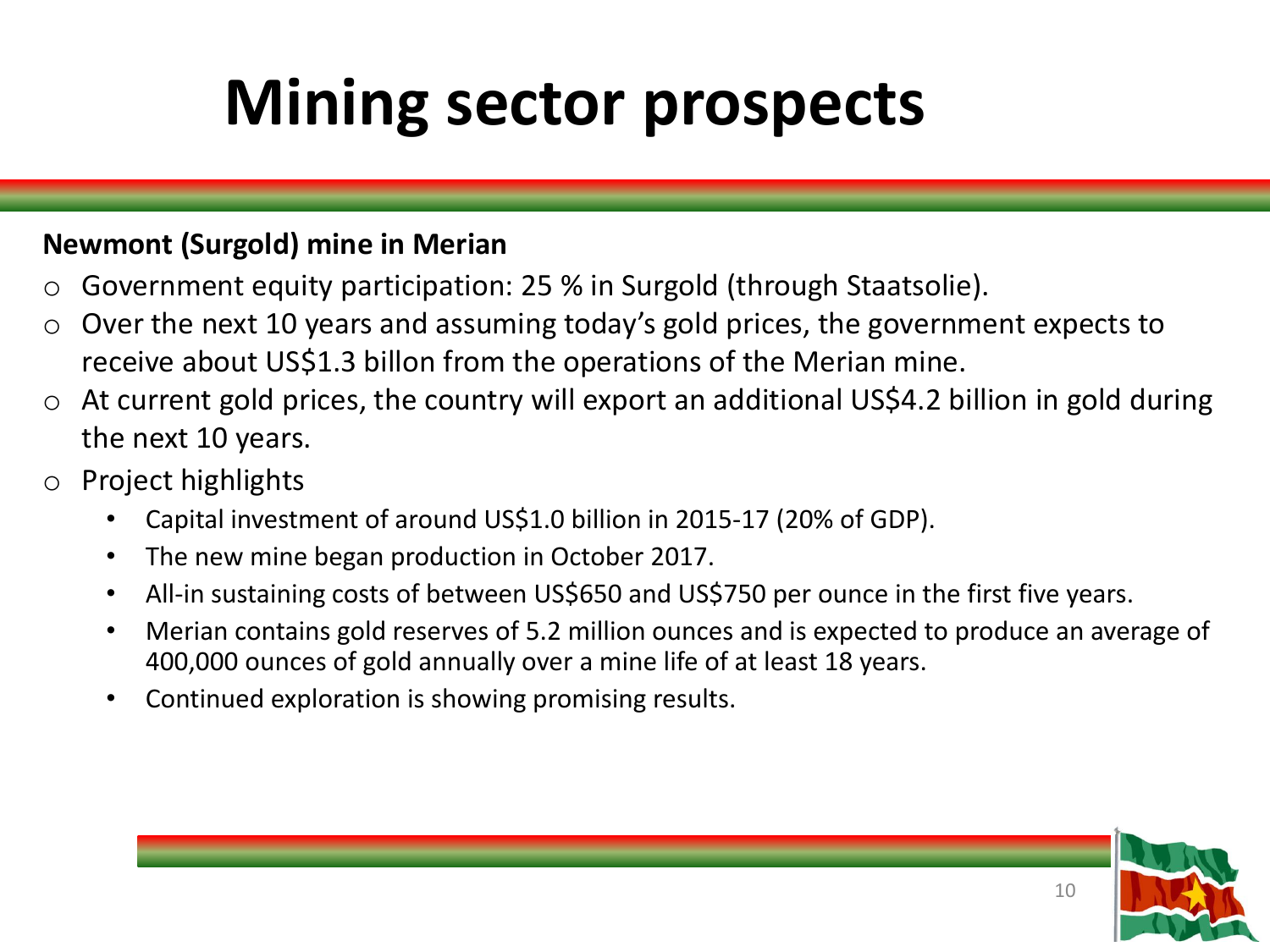# Mining sector prospects

**Newmont (Surgold) mine in Merian**

- Government equity participation: 25 % in Surgold (through Staatsolie).
- Over the next 10 years and assuming today's gold prices, the government expects to receive about US$1.3 billon from the operations of the Merian mine.
- At current gold prices, the country will export an additional US$4.2 billion in gold during the next 10 years.
- Project highlights
  - Capital investment of around US$1.0 billion in 2015-17 (20% of GDP).
  - The new mine began production in October 2017.
  - All-in sustaining costs of between US$650 and US$750 per ounce in the first five years.
  - Merian contains gold reserves of 5.2 million ounces and is expected to produce an average of 400,000 ounces of gold annually over a mine life of at least 18 years.
  - Continued exploration is showing promising results.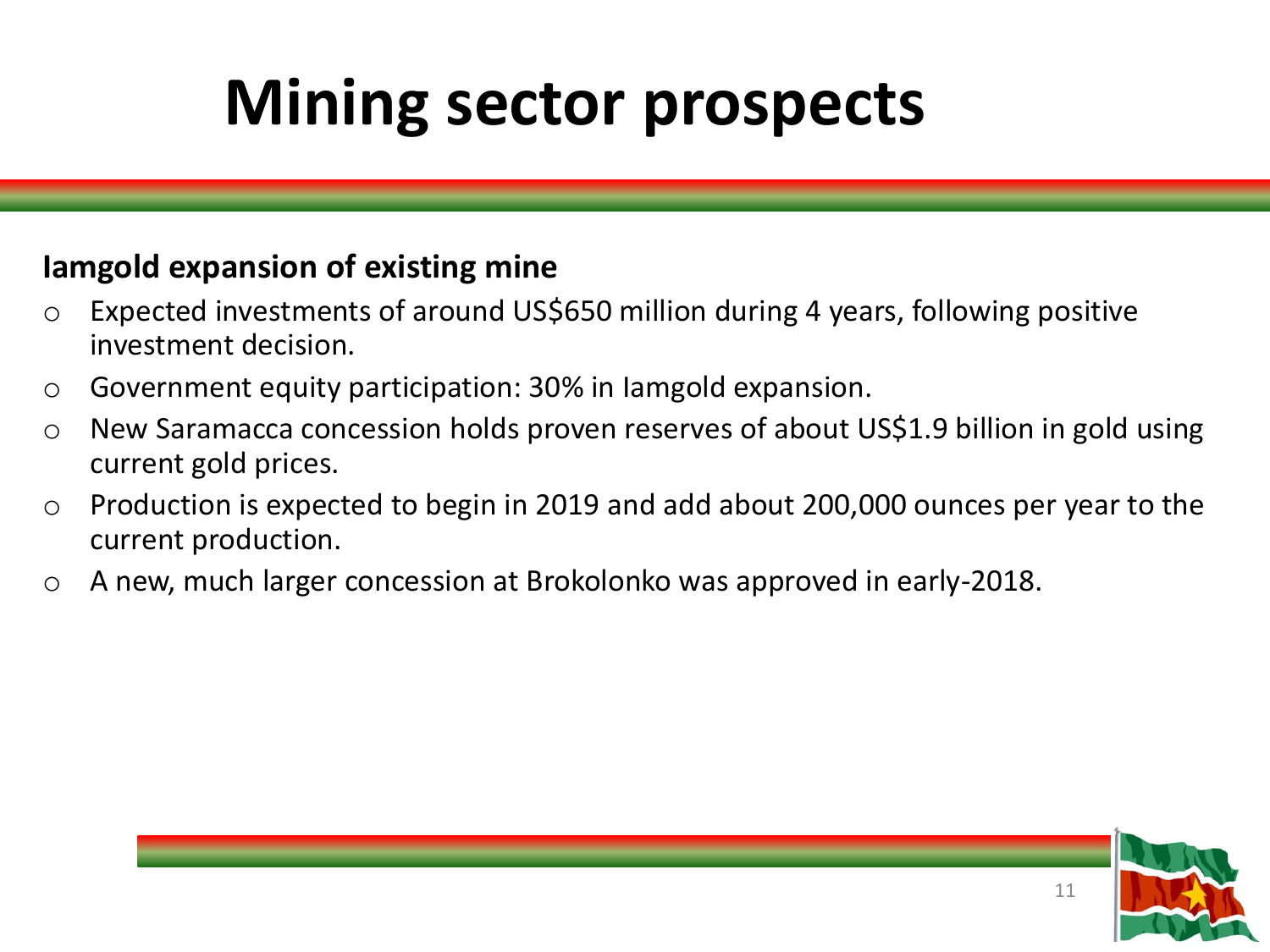# Mining sector prospects

**Iamgold expansion of existing mine**

- Expected investments of around US$650 million during 4 years, following positive investment decision.
- Government equity participation: 30% in Iamgold expansion.
- New Saramacca concession holds proven reserves of about US$1.9 billion in gold using current gold prices.
- Production is expected to begin in 2019 and add about 200,000 ounces per year to the current production.
- A new, much larger concession at Brokolonko was approved in early-2018.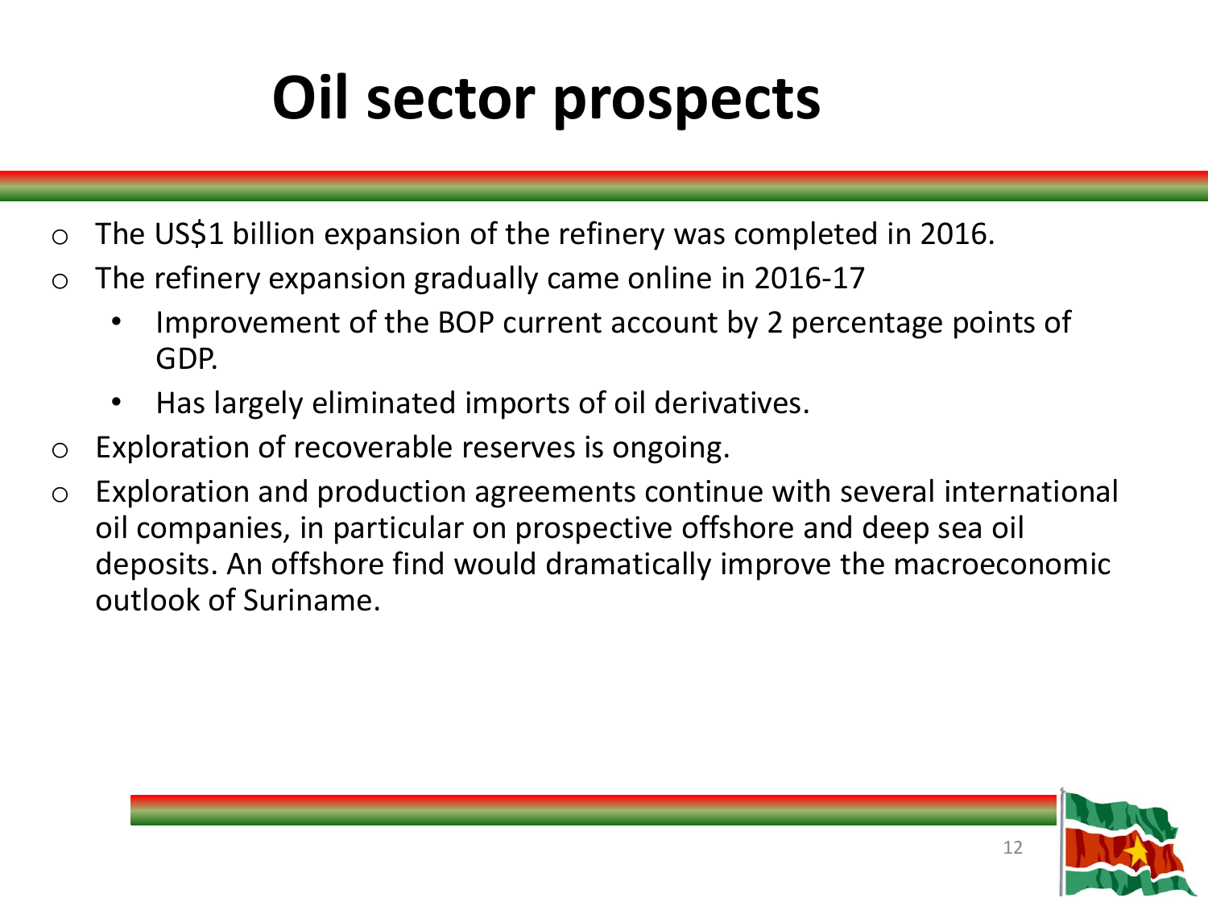# Oil sector prospects

- The US$1 billion expansion of the refinery was completed in 2016.
- The refinery expansion gradually came online in 2016-17
  - Improvement of the BOP current account by 2 percentage points of GDP.
  - Has largely eliminated imports of oil derivatives.
- Exploration of recoverable reserves is ongoing.
- Exploration and production agreements continue with several international oil companies, in particular on prospective offshore and deep sea oil deposits. An offshore find would dramatically improve the macroeconomic outlook of Suriname.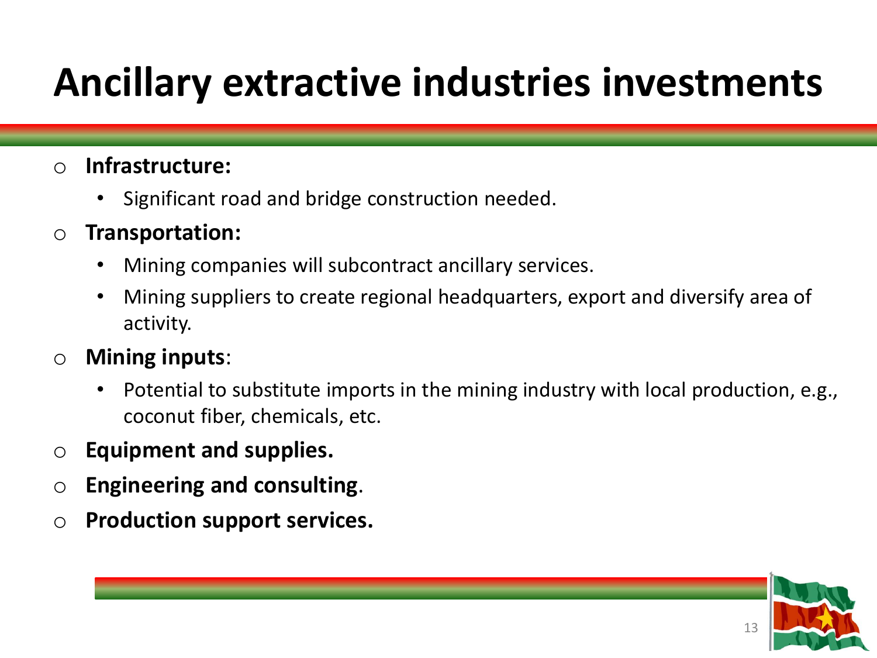# Ancillary extractive industries investments

- **Infrastructure:**
  - Significant road and bridge construction needed.
- **Transportation:**
  - Mining companies will subcontract ancillary services.
  - Mining suppliers to create regional headquarters, export and diversify area of activity.
- **Mining inputs**:
  - Potential to substitute imports in the mining industry with local production, e.g., coconut fiber, chemicals, etc.
- **Equipment and supplies.**
- **Engineering and consulting**.
- **Production support services.**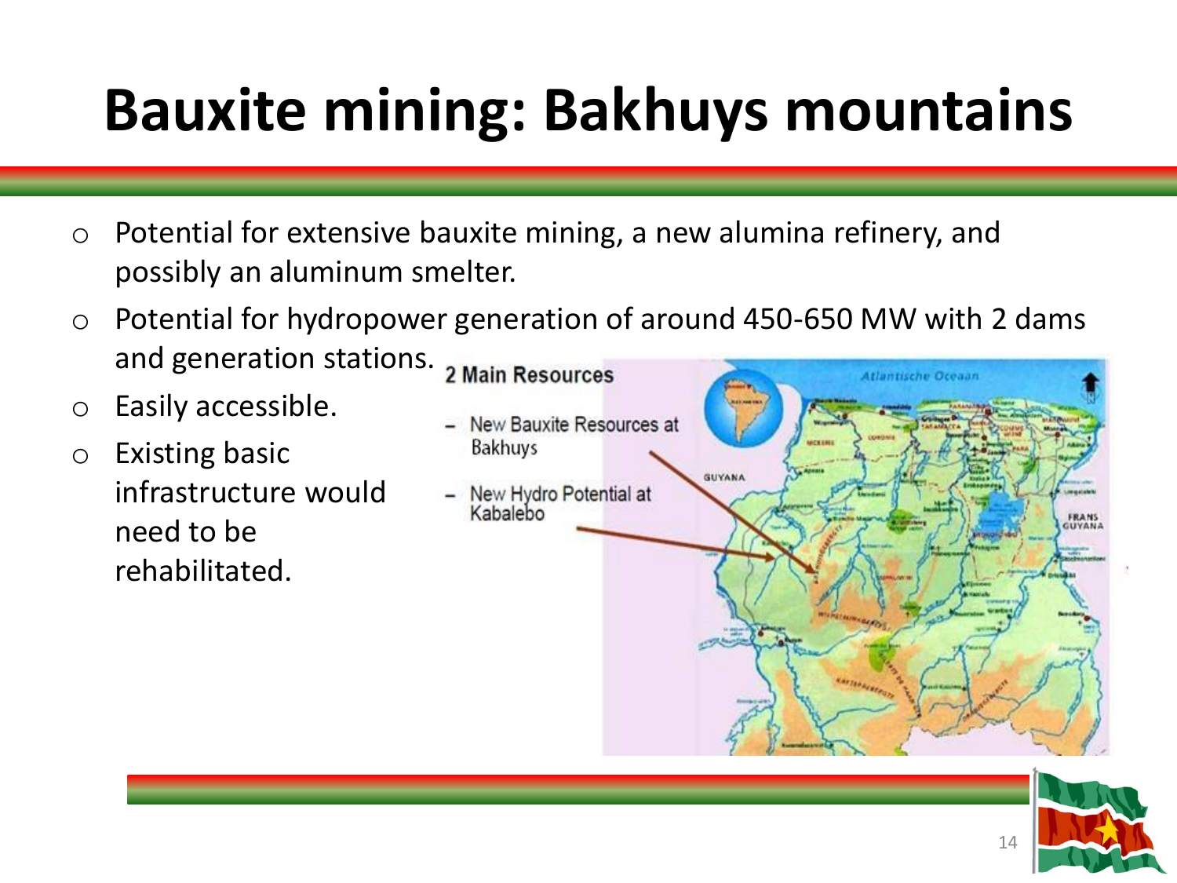# Bauxite mining: Bakhuys mountains

- Potential for extensive bauxite mining, a new alumina refinery, and possibly an aluminum smelter.
- Potential for hydropower generation of around 450-650 MW with 2 dams and generation stations.
- Easily accessible.
- Existing basic infrastructure would need to be rehabilitated.

**2 Main Resources**

- New Bauxite Resources at Bakhuys
- New Hydro Potential at Kabalebo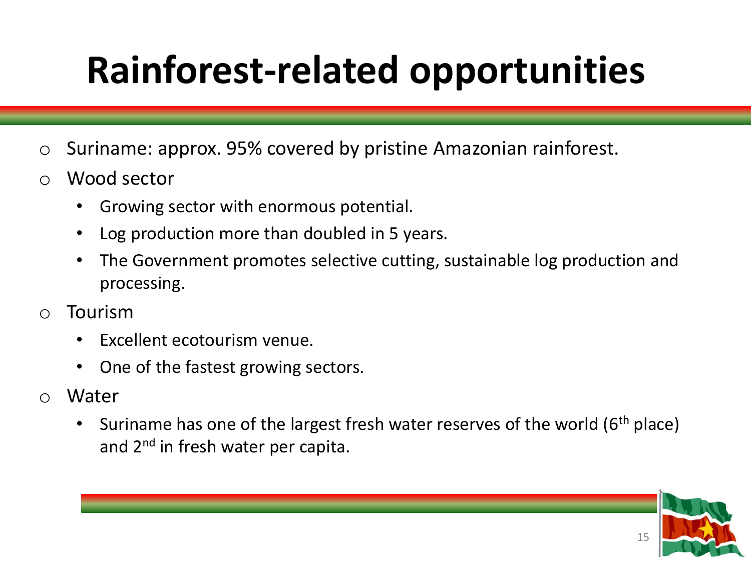# Rainforest-related opportunities

- Suriname: approx. 95% covered by pristine Amazonian rainforest.
- Wood sector
  - Growing sector with enormous potential.
  - Log production more than doubled in 5 years.
  - The Government promotes selective cutting, sustainable log production and processing.
- Tourism
  - Excellent ecotourism venue.
  - One of the fastest growing sectors.
- Water
  - Suriname has one of the largest fresh water reserves of the world (6th place) and 2nd in fresh water per capita.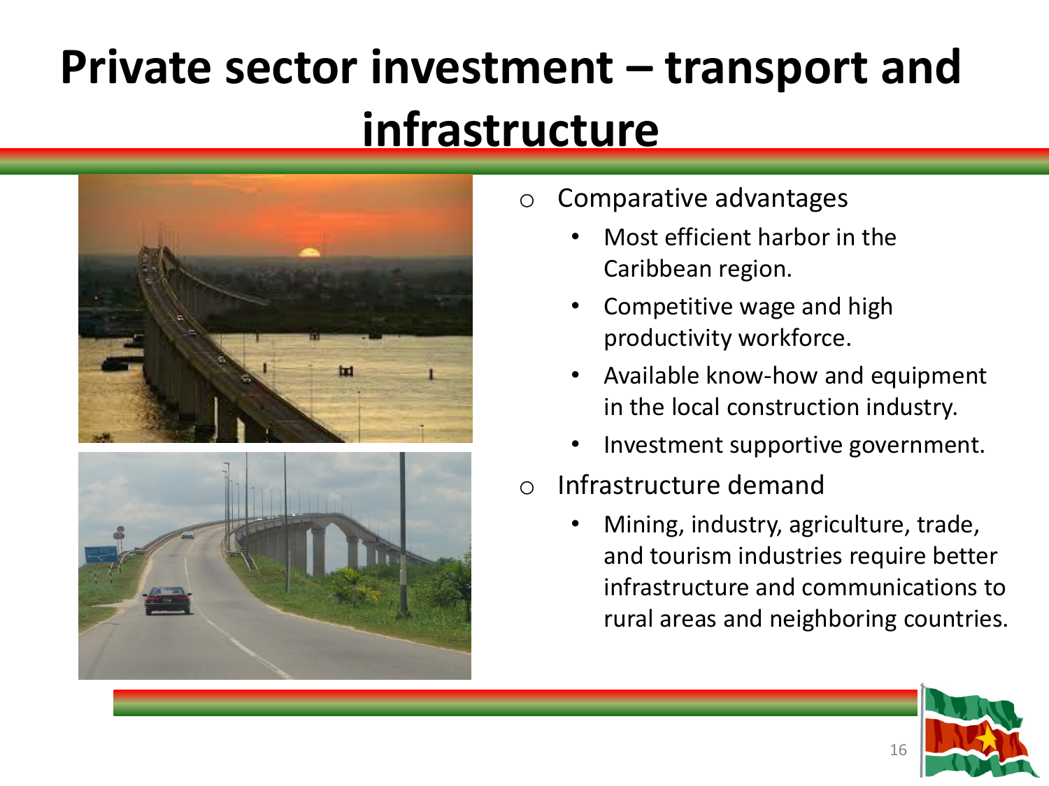# Private sector investment – transport and infrastructure

- Comparative advantages
  - Most efficient harbor in the Caribbean region.
  - Competitive wage and high productivity workforce.
  - Available know-how and equipment in the local construction industry.
  - Investment supportive government.
- Infrastructure demand
  - Mining, industry, agriculture, trade, and tourism industries require better infrastructure and communications to rural areas and neighboring countries.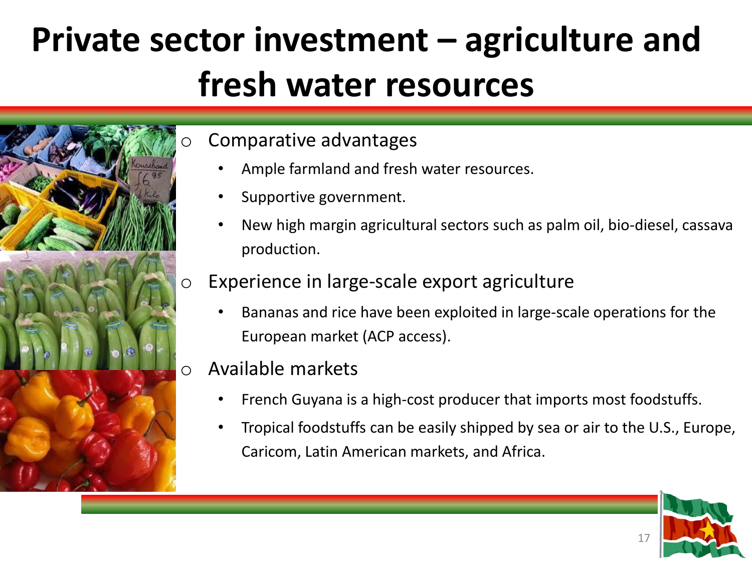# Private sector investment – agriculture and fresh water resources

- Comparative advantages
  - Ample farmland and fresh water resources.
  - Supportive government.
  - New high margin agricultural sectors such as palm oil, bio-diesel, cassava production.
- Experience in large-scale export agriculture
  - Bananas and rice have been exploited in large-scale operations for the European market (ACP access).
- Available markets
  - French Guyana is a high-cost producer that imports most foodstuffs.
  - Tropical foodstuffs can be easily shipped by sea or air to the U.S., Europe, Caricom, Latin American markets, and Africa.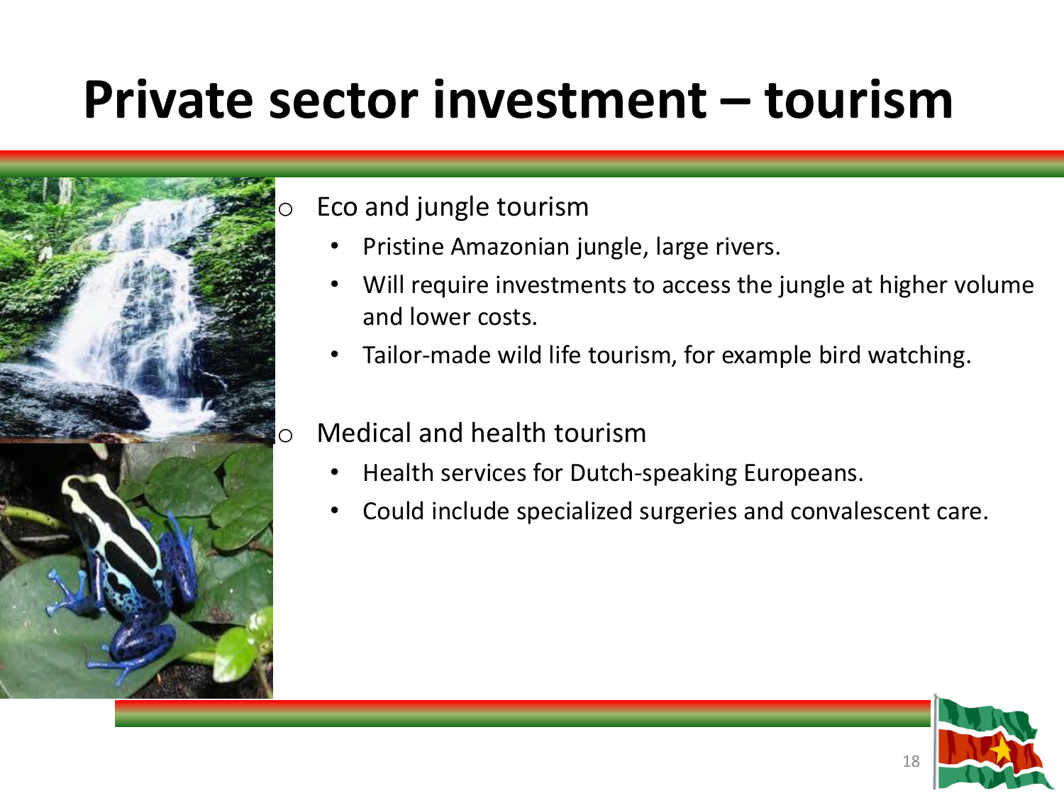# Private sector investment – tourism

- Eco and jungle tourism
  - Pristine Amazonian jungle, large rivers.
  - Will require investments to access the jungle at higher volume and lower costs.
  - Tailor-made wild life tourism, for example bird watching.
- Medical and health tourism
  - Health services for Dutch-speaking Europeans.
  - Could include specialized surgeries and convalescent care.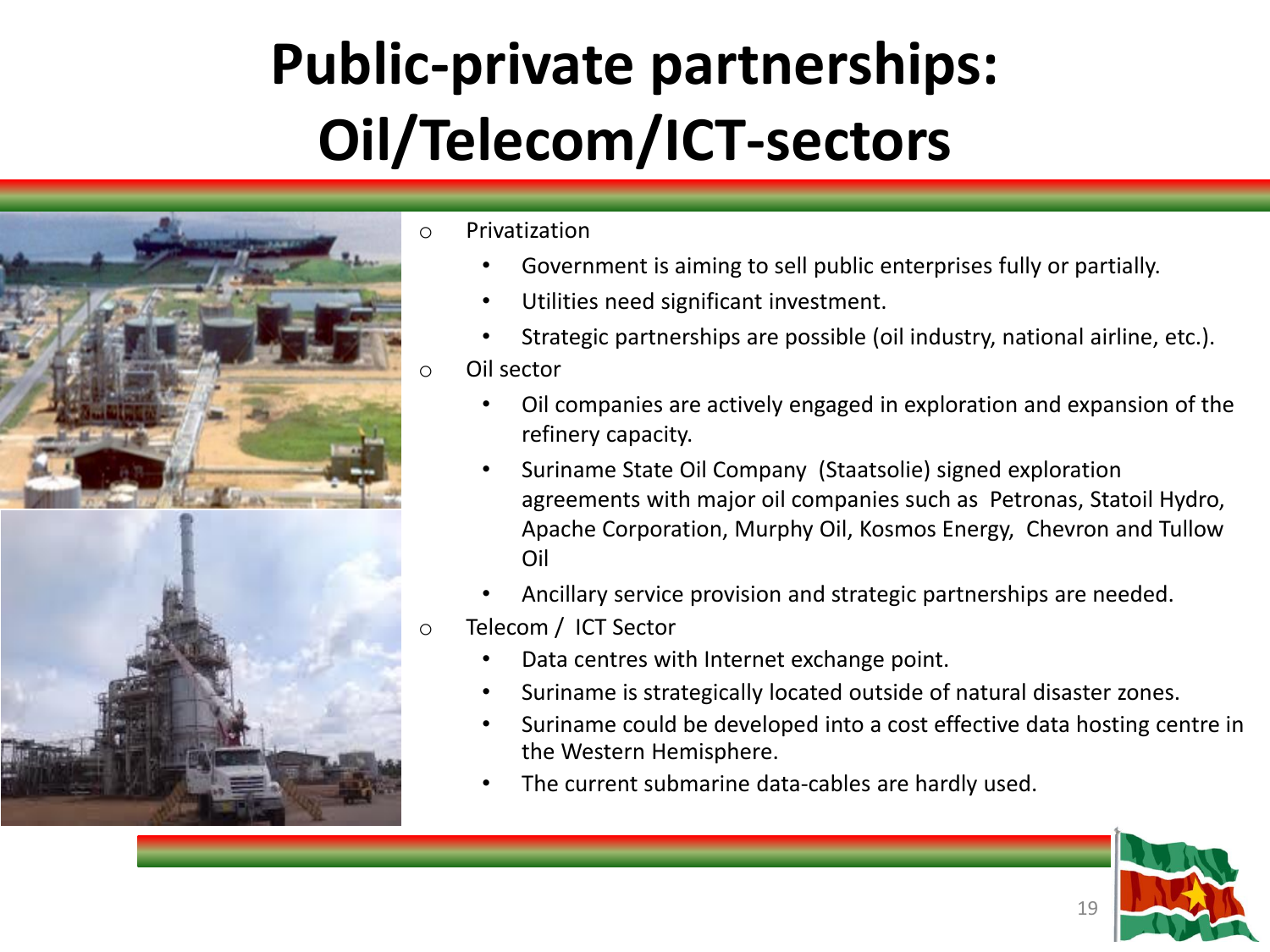# Public-private partnerships: Oil/Telecom/ICT-sectors

- Privatization
  - Government is aiming to sell public enterprises fully or partially.
  - Utilities need significant investment.
  - Strategic partnerships are possible (oil industry, national airline, etc.).
- Oil sector
  - Oil companies are actively engaged in exploration and expansion of the refinery capacity.
  - Suriname State Oil Company (Staatsolie) signed exploration agreements with major oil companies such as Petronas, Statoil Hydro, Apache Corporation, Murphy Oil, Kosmos Energy, Chevron and Tullow Oil
  - Ancillary service provision and strategic partnerships are needed.
- Telecom / ICT Sector
  - Data centres with Internet exchange point.
  - Suriname is strategically located outside of natural disaster zones.
  - Suriname could be developed into a cost effective data hosting centre in the Western Hemisphere.
  - The current submarine data-cables are hardly used.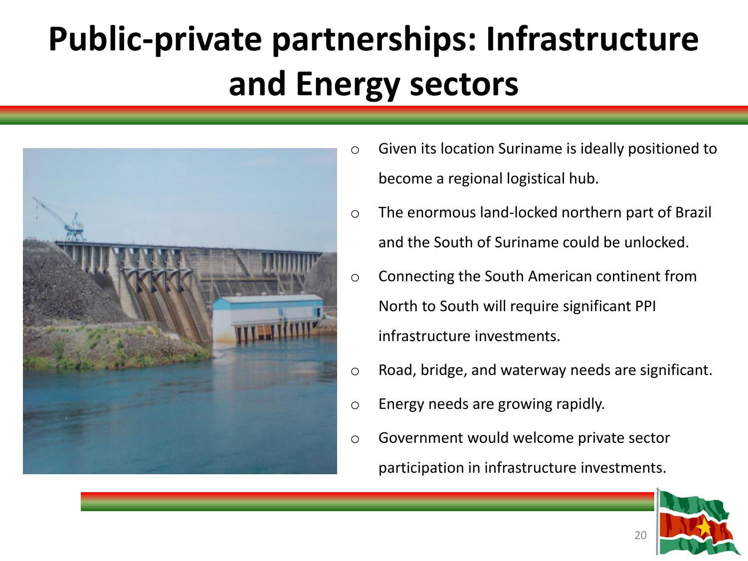# Public-private partnerships: Infrastructure and Energy sectors

- Given its location Suriname is ideally positioned to become a regional logistical hub.
- The enormous land-locked northern part of Brazil and the South of Suriname could be unlocked.
- Connecting the South American continent from North to South will require significant PPI infrastructure investments.
- Road, bridge, and waterway needs are significant.
- Energy needs are growing rapidly.
- Government would welcome private sector participation in infrastructure investments.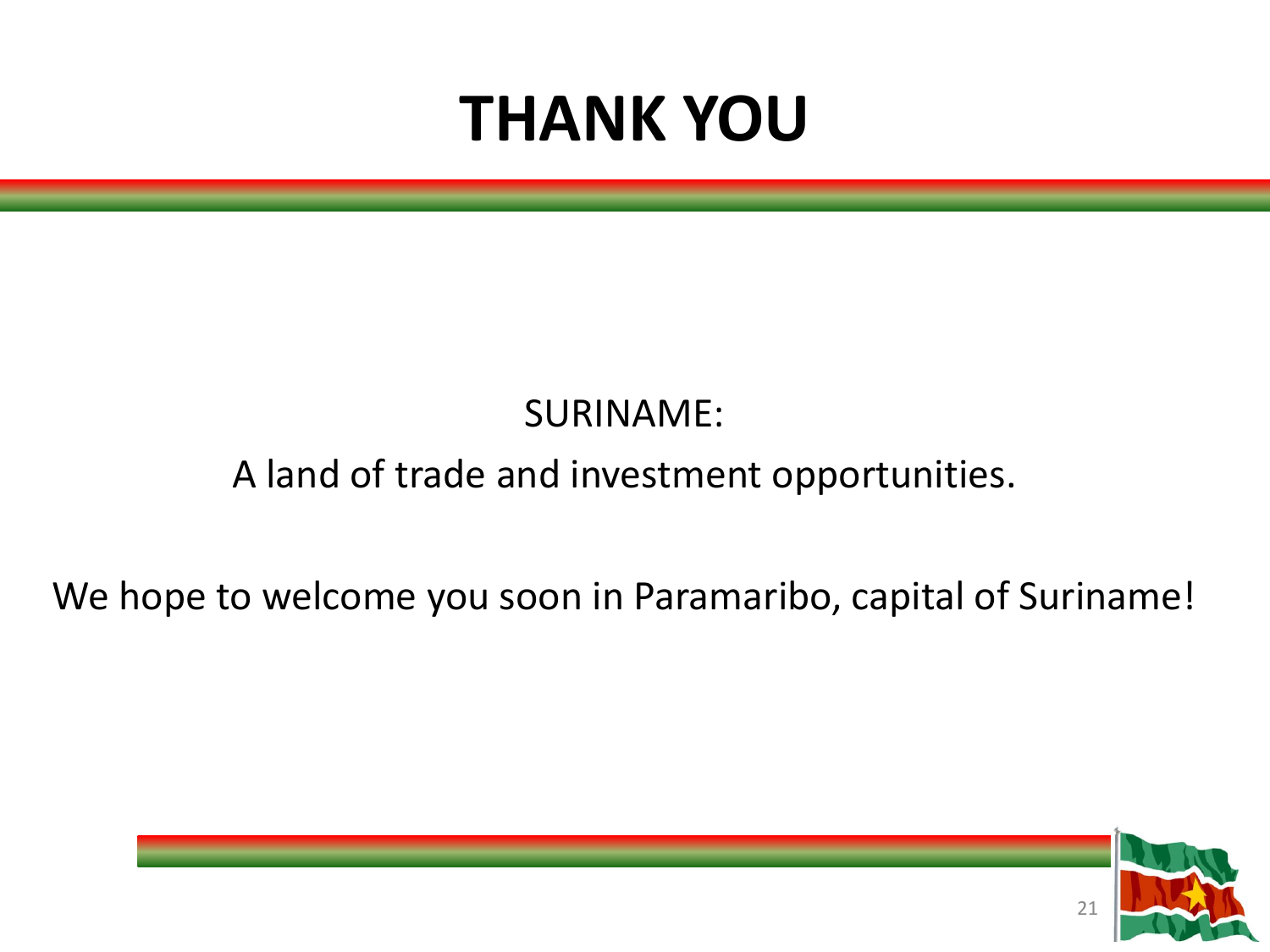# THANK YOU

SURINAME:

A land of trade and investment opportunities.

We hope to welcome you soon in Paramaribo, capital of Suriname!